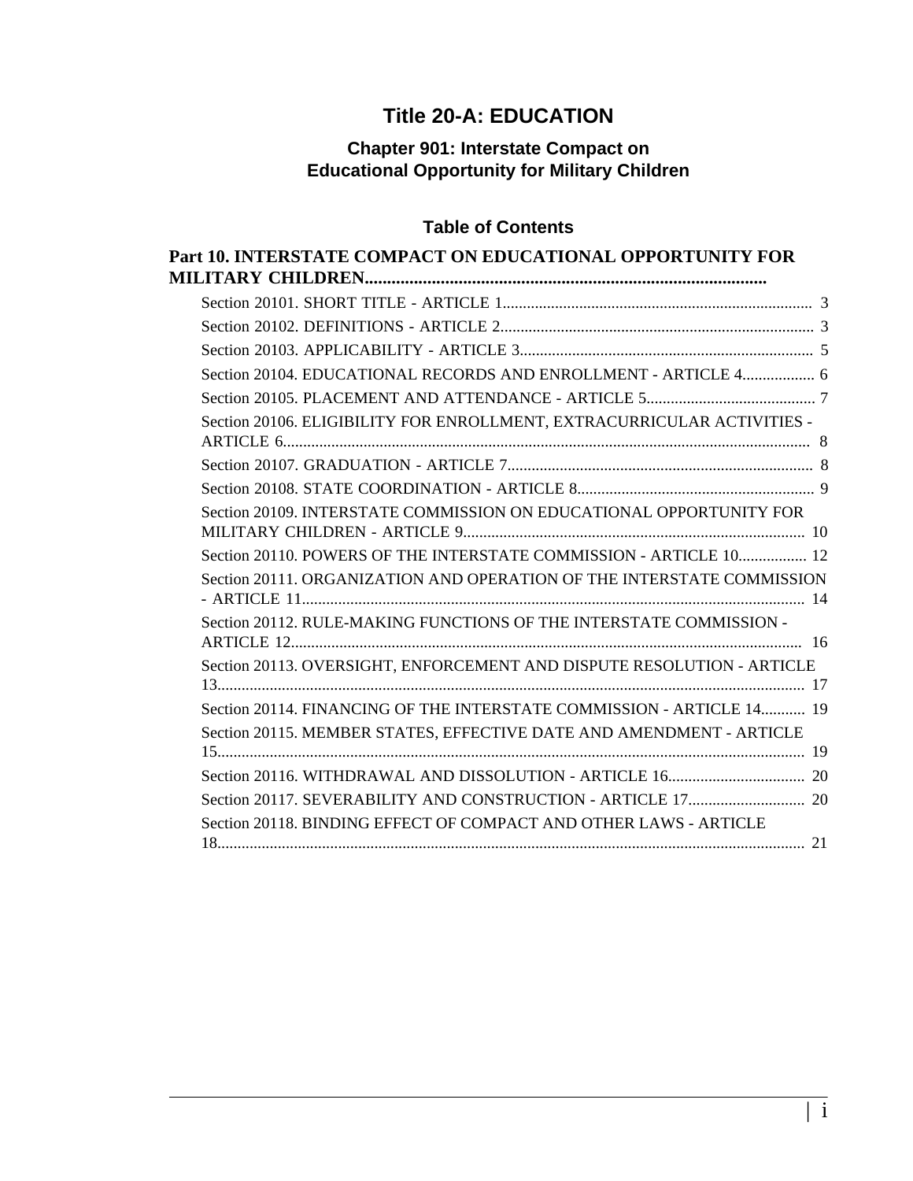# Title 20-A: EDUCATION

## Chapter 901: Interstate Compact on Educational Opportunity for Military Children

### Table of Contents

**Part 10. INTERSTATE COMPACT ON EDUCATIONAL OPPORTUNITY FOR MILITARY CHILDREN..........................................................................................**

Section 20101. SHORT TITLE - ARTICLE 1............................................................................. 3

Section 20102. DEFINITIONS - ARTICLE 2.............................................................................. 3

Section 20103. APPLICABILITY - ARTICLE 3......................................................................... 5

Section 20104. EDUCATIONAL RECORDS AND ENROLLMENT - ARTICLE 4.................. 6

Section 20105. PLACEMENT AND ATTENDANCE - ARTICLE 5.......................................... 7

Section 20106. ELIGIBILITY FOR ENROLLMENT, EXTRACURRICULAR ACTIVITIES - ARTICLE 6.................................................................................................................................. 8

Section 20107. GRADUATION - ARTICLE 7............................................................................ 8

Section 20108. STATE COORDINATION - ARTICLE 8........................................................... 9

Section 20109. INTERSTATE COMMISSION ON EDUCATIONAL OPPORTUNITY FOR MILITARY CHILDREN - ARTICLE 9.................................................................................... 10

Section 20110. POWERS OF THE INTERSTATE COMMISSION - ARTICLE 10................. 12

Section 20111. ORGANIZATION AND OPERATION OF THE INTERSTATE COMMISSION - ARTICLE 11.............................................................................................................................. 14

Section 20112. RULE-MAKING FUNCTIONS OF THE INTERSTATE COMMISSION - ARTICLE 12................................................................................................................................ 16

Section 20113. OVERSIGHT, ENFORCEMENT AND DISPUTE RESOLUTION - ARTICLE 13.................................................................................................................................. 17

Section 20114. FINANCING OF THE INTERSTATE COMMISSION - ARTICLE 14........... 19

Section 20115. MEMBER STATES, EFFECTIVE DATE AND AMENDMENT - ARTICLE 15.................................................................................................................................. 19

Section 20116. WITHDRAWAL AND DISSOLUTION - ARTICLE 16.................................. 20

Section 20117. SEVERABILITY AND CONSTRUCTION - ARTICLE 17............................. 20

Section 20118. BINDING EFFECT OF COMPACT AND OTHER LAWS - ARTICLE 18.................................................................................................................................. 21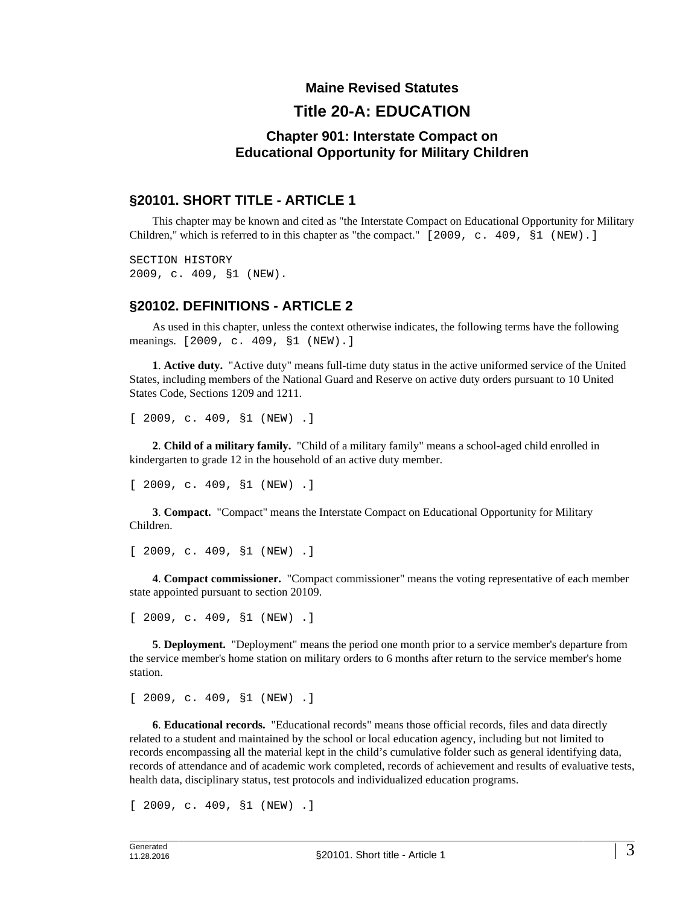# Maine Revised Statutes

# Title 20-A: EDUCATION

### Chapter 901: Interstate Compact on Educational Opportunity for Military Children

## §20101. SHORT TITLE - ARTICLE 1

This chapter may be known and cited as "the Interstate Compact on Educational Opportunity for Military Children," which is referred to in this chapter as "the compact." [2009, c. 409, §1 (NEW).]

SECTION HISTORY
2009, c. 409, §1 (NEW).

## §20102. DEFINITIONS - ARTICLE 2

As used in this chapter, unless the context otherwise indicates, the following terms have the following meanings. [2009, c. 409, §1 (NEW).]

**1**. **Active duty.** "Active duty" means full-time duty status in the active uniformed service of the United States, including members of the National Guard and Reserve on active duty orders pursuant to 10 United States Code, Sections 1209 and 1211.

[ 2009, c. 409, §1 (NEW) .]

**2**. **Child of a military family.** "Child of a military family" means a school-aged child enrolled in kindergarten to grade 12 in the household of an active duty member.

[ 2009, c. 409, §1 (NEW) .]

**3**. **Compact.** "Compact" means the Interstate Compact on Educational Opportunity for Military Children.

[ 2009, c. 409, §1 (NEW) .]

**4**. **Compact commissioner.** "Compact commissioner" means the voting representative of each member state appointed pursuant to section 20109.

[ 2009, c. 409, §1 (NEW) .]

**5**. **Deployment.** "Deployment" means the period one month prior to a service member's departure from the service member's home station on military orders to 6 months after return to the service member's home station.

[ 2009, c. 409, §1 (NEW) .]

**6**. **Educational records.** "Educational records" means those official records, files and data directly related to a student and maintained by the school or local education agency, including but not limited to records encompassing all the material kept in the child's cumulative folder such as general identifying data, records of attendance and of academic work completed, records of achievement and results of evaluative tests, health data, disciplinary status, test protocols and individualized education programs.

[ 2009, c. 409, §1 (NEW) .]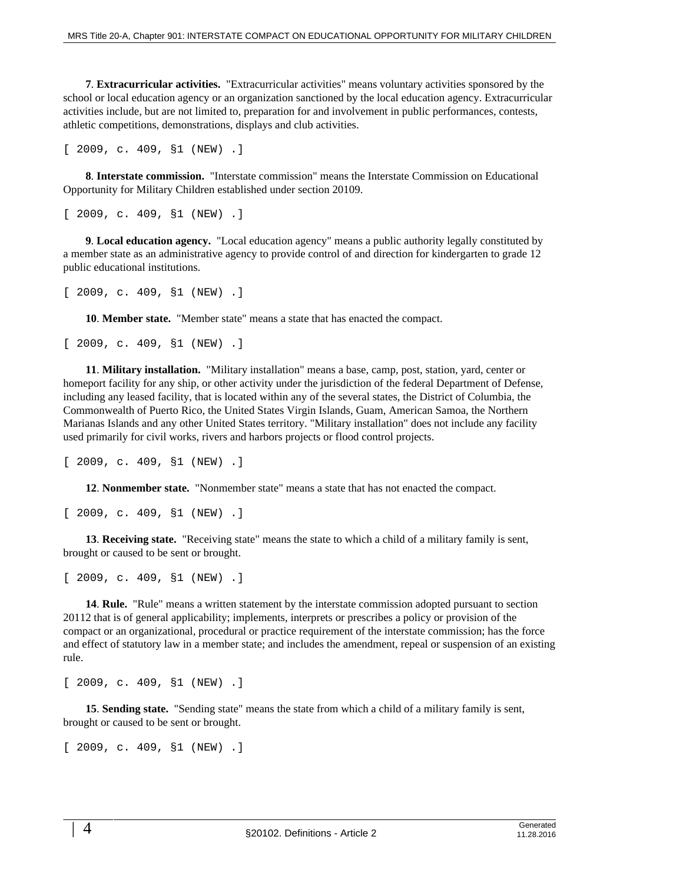**7**. **Extracurricular activities.** "Extracurricular activities" means voluntary activities sponsored by the school or local education agency or an organization sanctioned by the local education agency. Extracurricular activities include, but are not limited to, preparation for and involvement in public performances, contests, athletic competitions, demonstrations, displays and club activities.

[ 2009, c. 409, §1 (NEW) .]

**8**. **Interstate commission.** "Interstate commission" means the Interstate Commission on Educational Opportunity for Military Children established under section 20109.

[ 2009, c. 409, §1 (NEW) .]

**9**. **Local education agency.** "Local education agency" means a public authority legally constituted by a member state as an administrative agency to provide control of and direction for kindergarten to grade 12 public educational institutions.

[ 2009, c. 409, §1 (NEW) .]

**10**. **Member state.** "Member state" means a state that has enacted the compact.

[ 2009, c. 409, §1 (NEW) .]

**11**. **Military installation.** "Military installation" means a base, camp, post, station, yard, center or homeport facility for any ship, or other activity under the jurisdiction of the federal Department of Defense, including any leased facility, that is located within any of the several states, the District of Columbia, the Commonwealth of Puerto Rico, the United States Virgin Islands, Guam, American Samoa, the Northern Marianas Islands and any other United States territory. "Military installation" does not include any facility used primarily for civil works, rivers and harbors projects or flood control projects.

[ 2009, c. 409, §1 (NEW) .]

**12**. **Nonmember state.** "Nonmember state" means a state that has not enacted the compact.

[ 2009, c. 409, §1 (NEW) .]

**13**. **Receiving state.** "Receiving state" means the state to which a child of a military family is sent, brought or caused to be sent or brought.

[ 2009, c. 409, §1 (NEW) .]

**14**. **Rule.** "Rule" means a written statement by the interstate commission adopted pursuant to section 20112 that is of general applicability; implements, interprets or prescribes a policy or provision of the compact or an organizational, procedural or practice requirement of the interstate commission; has the force and effect of statutory law in a member state; and includes the amendment, repeal or suspension of an existing rule.

[ 2009, c. 409, §1 (NEW) .]

**15**. **Sending state.** "Sending state" means the state from which a child of a military family is sent, brought or caused to be sent or brought.

[ 2009, c. 409, §1 (NEW) .]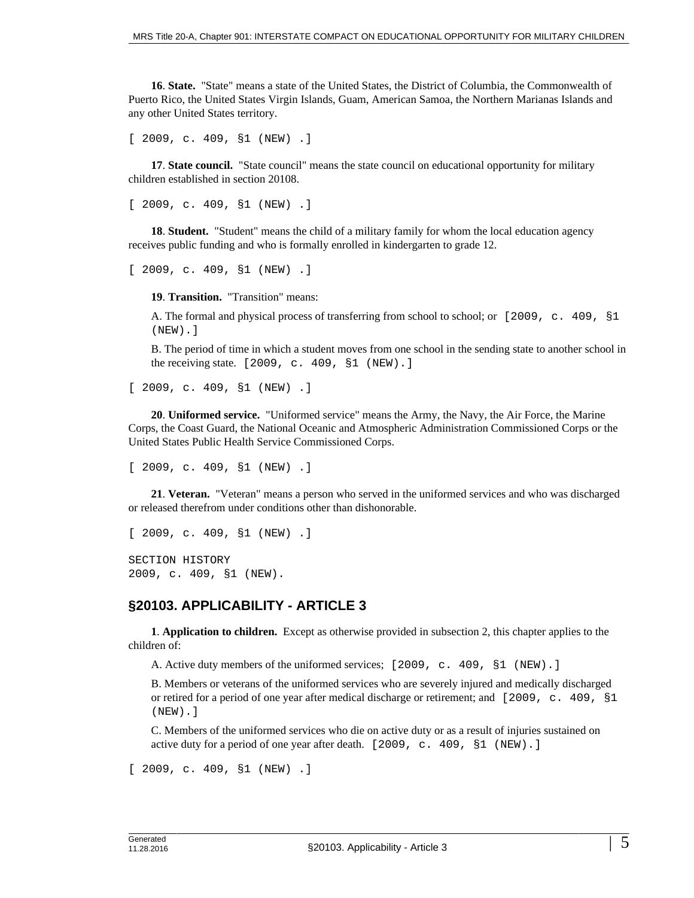**16**. **State.** "State" means a state of the United States, the District of Columbia, the Commonwealth of Puerto Rico, the United States Virgin Islands, Guam, American Samoa, the Northern Marianas Islands and any other United States territory.

[ 2009, c. 409, §1 (NEW) .]

**17**. **State council.** "State council" means the state council on educational opportunity for military children established in section 20108.

[ 2009, c. 409, §1 (NEW) .]

**18**. **Student.** "Student" means the child of a military family for whom the local education agency receives public funding and who is formally enrolled in kindergarten to grade 12.

[ 2009, c. 409, §1 (NEW) .]

**19**. **Transition.** "Transition" means:

A. The formal and physical process of transferring from school to school; or [2009, c. 409, §1 (NEW).]

B. The period of time in which a student moves from one school in the sending state to another school in the receiving state. [2009, c. 409, §1 (NEW).]

[ 2009, c. 409, §1 (NEW) .]

**20**. **Uniformed service.** "Uniformed service" means the Army, the Navy, the Air Force, the Marine Corps, the Coast Guard, the National Oceanic and Atmospheric Administration Commissioned Corps or the United States Public Health Service Commissioned Corps.

[ 2009, c. 409, §1 (NEW) .]

**21**. **Veteran.** "Veteran" means a person who served in the uniformed services and who was discharged or released therefrom under conditions other than dishonorable.

[ 2009, c. 409, §1 (NEW) .]

SECTION HISTORY
2009, c. 409, §1 (NEW).

## §20103. APPLICABILITY - ARTICLE 3

**1**. **Application to children.** Except as otherwise provided in subsection 2, this chapter applies to the children of:

A. Active duty members of the uniformed services; [2009, c. 409, §1 (NEW).]

B. Members or veterans of the uniformed services who are severely injured and medically discharged or retired for a period of one year after medical discharge or retirement; and [2009, c. 409, §1 (NEW).]

C. Members of the uniformed services who die on active duty or as a result of injuries sustained on active duty for a period of one year after death. [2009, c. 409, §1 (NEW).]

[ 2009, c. 409, §1 (NEW) .]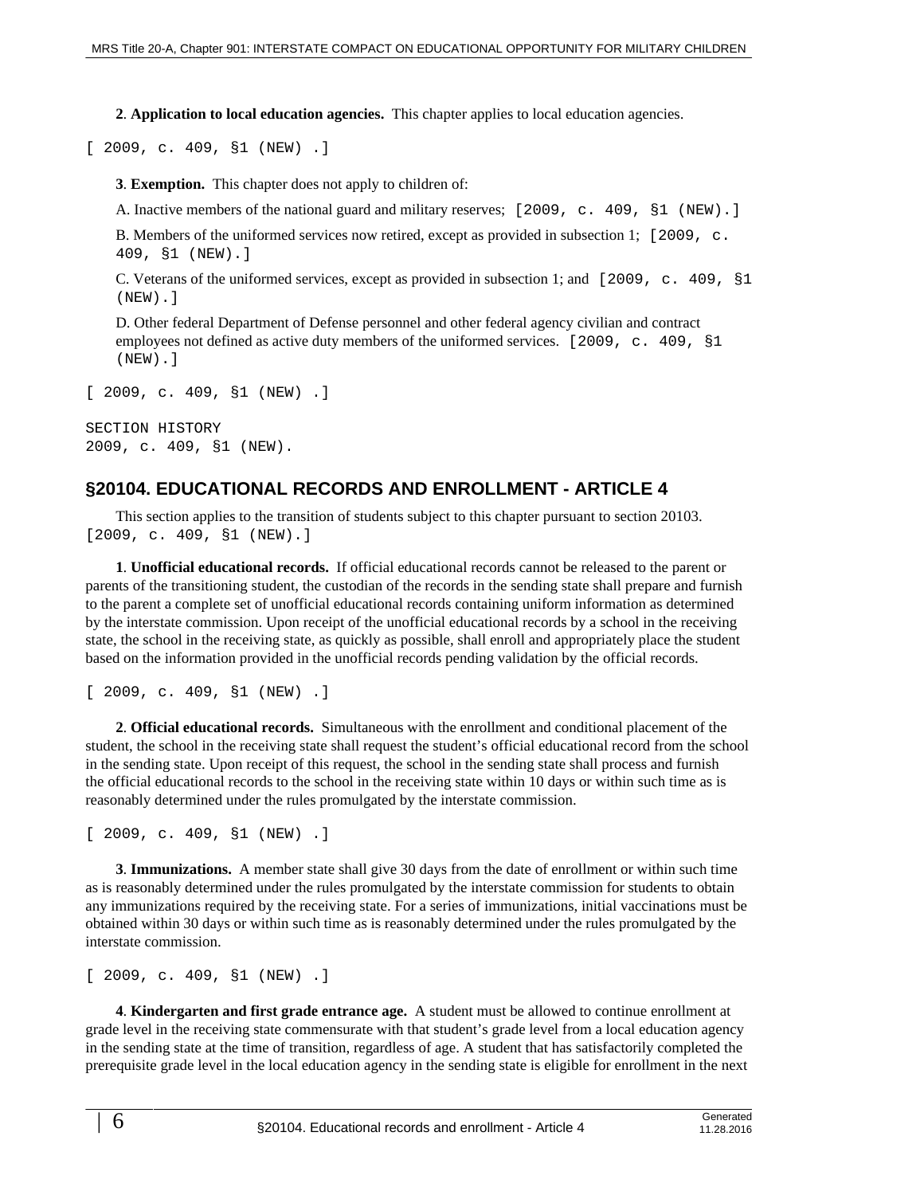**2**. **Application to local education agencies.** This chapter applies to local education agencies.

[ 2009, c. 409, §1 (NEW) .]

**3**. **Exemption.** This chapter does not apply to children of:

A. Inactive members of the national guard and military reserves; [2009, c. 409, §1 (NEW).]

B. Members of the uniformed services now retired, except as provided in subsection 1; [2009, c. 409, §1 (NEW).]

C. Veterans of the uniformed services, except as provided in subsection 1; and [2009, c. 409, §1 (NEW).]

D. Other federal Department of Defense personnel and other federal agency civilian and contract employees not defined as active duty members of the uniformed services. [2009, c. 409, §1 (NEW).]

[ 2009, c. 409, §1 (NEW) .]

SECTION HISTORY
2009, c. 409, §1 (NEW).

## §20104. EDUCATIONAL RECORDS AND ENROLLMENT - ARTICLE 4

This section applies to the transition of students subject to this chapter pursuant to section 20103. [2009, c. 409, §1 (NEW).]

**1**. **Unofficial educational records.** If official educational records cannot be released to the parent or parents of the transitioning student, the custodian of the records in the sending state shall prepare and furnish to the parent a complete set of unofficial educational records containing uniform information as determined by the interstate commission. Upon receipt of the unofficial educational records by a school in the receiving state, the school in the receiving state, as quickly as possible, shall enroll and appropriately place the student based on the information provided in the unofficial records pending validation by the official records.

[ 2009, c. 409, §1 (NEW) .]

**2**. **Official educational records.** Simultaneous with the enrollment and conditional placement of the student, the school in the receiving state shall request the student's official educational record from the school in the sending state. Upon receipt of this request, the school in the sending state shall process and furnish the official educational records to the school in the receiving state within 10 days or within such time as is reasonably determined under the rules promulgated by the interstate commission.

[ 2009, c. 409, §1 (NEW) .]

**3**. **Immunizations.** A member state shall give 30 days from the date of enrollment or within such time as is reasonably determined under the rules promulgated by the interstate commission for students to obtain any immunizations required by the receiving state. For a series of immunizations, initial vaccinations must be obtained within 30 days or within such time as is reasonably determined under the rules promulgated by the interstate commission.

[ 2009, c. 409, §1 (NEW) .]

**4**. **Kindergarten and first grade entrance age.** A student must be allowed to continue enrollment at grade level in the receiving state commensurate with that student's grade level from a local education agency in the sending state at the time of transition, regardless of age. A student that has satisfactorily completed the prerequisite grade level in the local education agency in the sending state is eligible for enrollment in the next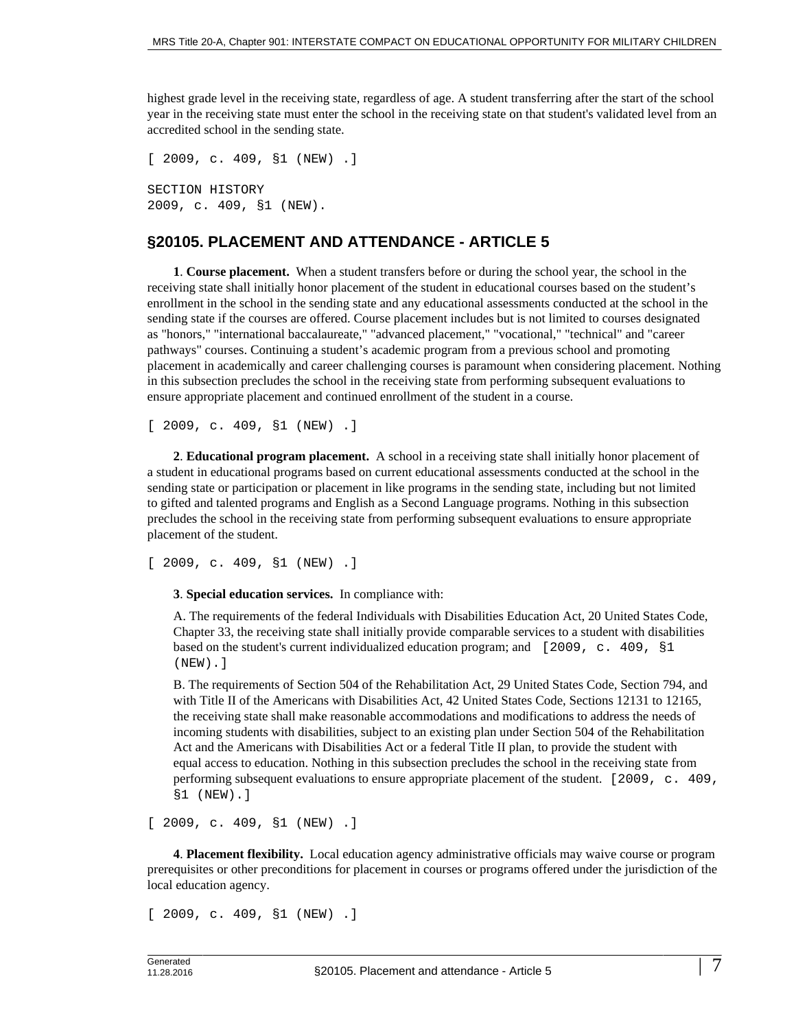highest grade level in the receiving state, regardless of age. A student transferring after the start of the school year in the receiving state must enter the school in the receiving state on that student's validated level from an accredited school in the sending state.

[ 2009, c. 409, §1 (NEW) .]

SECTION HISTORY
2009, c. 409, §1 (NEW).

## §20105. PLACEMENT AND ATTENDANCE - ARTICLE 5

**1**. **Course placement.** When a student transfers before or during the school year, the school in the receiving state shall initially honor placement of the student in educational courses based on the student's enrollment in the school in the sending state and any educational assessments conducted at the school in the sending state if the courses are offered. Course placement includes but is not limited to courses designated as "honors," "international baccalaureate," "advanced placement," "vocational," "technical" and "career pathways" courses. Continuing a student's academic program from a previous school and promoting placement in academically and career challenging courses is paramount when considering placement. Nothing in this subsection precludes the school in the receiving state from performing subsequent evaluations to ensure appropriate placement and continued enrollment of the student in a course.

[ 2009, c. 409, §1 (NEW) .]

**2**. **Educational program placement.** A school in a receiving state shall initially honor placement of a student in educational programs based on current educational assessments conducted at the school in the sending state or participation or placement in like programs in the sending state, including but not limited to gifted and talented programs and English as a Second Language programs. Nothing in this subsection precludes the school in the receiving state from performing subsequent evaluations to ensure appropriate placement of the student.

[ 2009, c. 409, §1 (NEW) .]

**3**. **Special education services.** In compliance with:

A. The requirements of the federal Individuals with Disabilities Education Act, 20 United States Code, Chapter 33, the receiving state shall initially provide comparable services to a student with disabilities based on the student's current individualized education program; and [2009, c. 409, §1 (NEW).]

B. The requirements of Section 504 of the Rehabilitation Act, 29 United States Code, Section 794, and with Title II of the Americans with Disabilities Act, 42 United States Code, Sections 12131 to 12165, the receiving state shall make reasonable accommodations and modifications to address the needs of incoming students with disabilities, subject to an existing plan under Section 504 of the Rehabilitation Act and the Americans with Disabilities Act or a federal Title II plan, to provide the student with equal access to education. Nothing in this subsection precludes the school in the receiving state from performing subsequent evaluations to ensure appropriate placement of the student. [2009, c. 409, §1 (NEW).]

[ 2009, c. 409, §1 (NEW) .]

**4**. **Placement flexibility.** Local education agency administrative officials may waive course or program prerequisites or other preconditions for placement in courses or programs offered under the jurisdiction of the local education agency.

[ 2009, c. 409, §1 (NEW) .]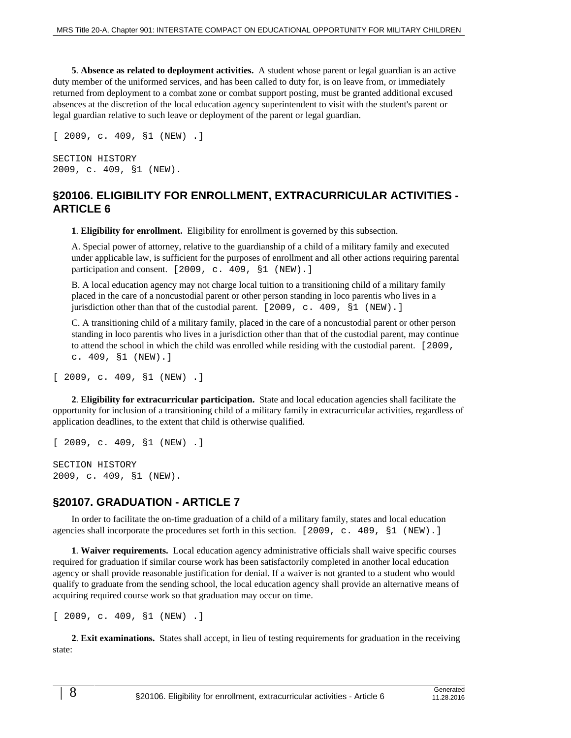**5**. **Absence as related to deployment activities.** A student whose parent or legal guardian is an active duty member of the uniformed services, and has been called to duty for, is on leave from, or immediately returned from deployment to a combat zone or combat support posting, must be granted additional excused absences at the discretion of the local education agency superintendent to visit with the student's parent or legal guardian relative to such leave or deployment of the parent or legal guardian.

[ 2009, c. 409, §1 (NEW) .]

SECTION HISTORY
2009, c. 409, §1 (NEW).

## §20106. ELIGIBILITY FOR ENROLLMENT, EXTRACURRICULAR ACTIVITIES - ARTICLE 6

**1**. **Eligibility for enrollment.** Eligibility for enrollment is governed by this subsection.

A. Special power of attorney, relative to the guardianship of a child of a military family and executed under applicable law, is sufficient for the purposes of enrollment and all other actions requiring parental participation and consent. [2009, c. 409, §1 (NEW).]

B. A local education agency may not charge local tuition to a transitioning child of a military family placed in the care of a noncustodial parent or other person standing in loco parentis who lives in a jurisdiction other than that of the custodial parent. [2009, c. 409, §1 (NEW).]

C. A transitioning child of a military family, placed in the care of a noncustodial parent or other person standing in loco parentis who lives in a jurisdiction other than that of the custodial parent, may continue to attend the school in which the child was enrolled while residing with the custodial parent. [2009, c. 409, §1 (NEW).]

[ 2009, c. 409, §1 (NEW) .]

**2**. **Eligibility for extracurricular participation.** State and local education agencies shall facilitate the opportunity for inclusion of a transitioning child of a military family in extracurricular activities, regardless of application deadlines, to the extent that child is otherwise qualified.

[ 2009, c. 409, §1 (NEW) .]

SECTION HISTORY
2009, c. 409, §1 (NEW).

## §20107. GRADUATION - ARTICLE 7

In order to facilitate the on-time graduation of a child of a military family, states and local education agencies shall incorporate the procedures set forth in this section. [2009, c. 409, §1 (NEW).]

**1**. **Waiver requirements.** Local education agency administrative officials shall waive specific courses required for graduation if similar course work has been satisfactorily completed in another local education agency or shall provide reasonable justification for denial. If a waiver is not granted to a student who would qualify to graduate from the sending school, the local education agency shall provide an alternative means of acquiring required course work so that graduation may occur on time.

[ 2009, c. 409, §1 (NEW) .]

**2**. **Exit examinations.** States shall accept, in lieu of testing requirements for graduation in the receiving state: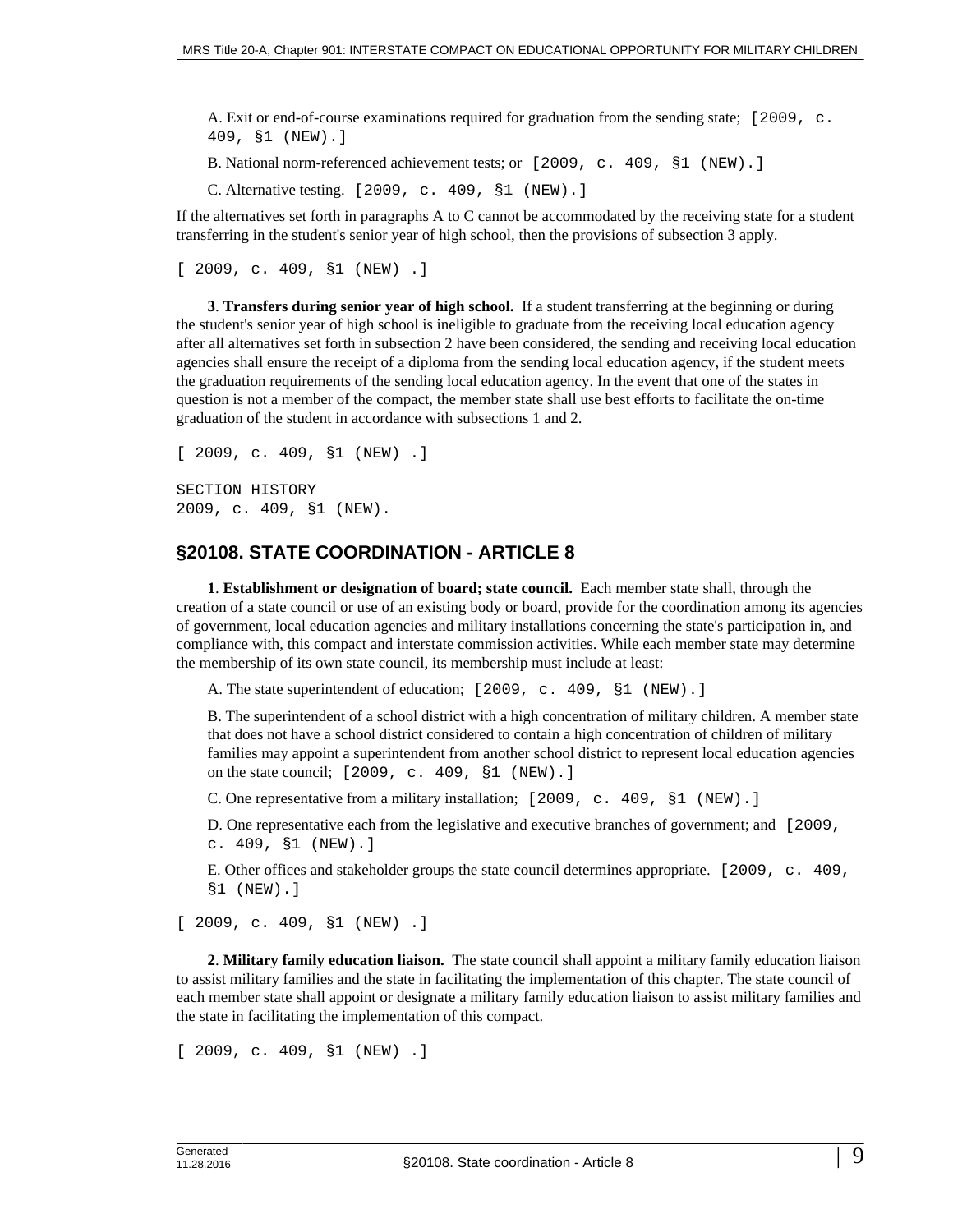A. Exit or end-of-course examinations required for graduation from the sending state; [2009, c. 409, §1 (NEW).]

B. National norm-referenced achievement tests; or [2009, c. 409, §1 (NEW).]

C. Alternative testing. [2009, c. 409, §1 (NEW).]

If the alternatives set forth in paragraphs A to C cannot be accommodated by the receiving state for a student transferring in the student's senior year of high school, then the provisions of subsection 3 apply.

[ 2009, c. 409, §1 (NEW) .]

**3**. **Transfers during senior year of high school.** If a student transferring at the beginning or during the student's senior year of high school is ineligible to graduate from the receiving local education agency after all alternatives set forth in subsection 2 have been considered, the sending and receiving local education agencies shall ensure the receipt of a diploma from the sending local education agency, if the student meets the graduation requirements of the sending local education agency. In the event that one of the states in question is not a member of the compact, the member state shall use best efforts to facilitate the on-time graduation of the student in accordance with subsections 1 and 2.

[ 2009, c. 409, §1 (NEW) .]

SECTION HISTORY
2009, c. 409, §1 (NEW).

## §20108. STATE COORDINATION - ARTICLE 8

**1**. **Establishment or designation of board; state council.** Each member state shall, through the creation of a state council or use of an existing body or board, provide for the coordination among its agencies of government, local education agencies and military installations concerning the state's participation in, and compliance with, this compact and interstate commission activities. While each member state may determine the membership of its own state council, its membership must include at least:

A. The state superintendent of education; [2009, c. 409, §1 (NEW).]

B. The superintendent of a school district with a high concentration of military children. A member state that does not have a school district considered to contain a high concentration of children of military families may appoint a superintendent from another school district to represent local education agencies on the state council; [2009, c. 409, §1 (NEW).]

C. One representative from a military installation; [2009, c. 409, §1 (NEW).]

D. One representative each from the legislative and executive branches of government; and [2009, c. 409, §1 (NEW).]

E. Other offices and stakeholder groups the state council determines appropriate. [2009, c. 409, §1 (NEW).]

[ 2009, c. 409, §1 (NEW) .]

**2**. **Military family education liaison.** The state council shall appoint a military family education liaison to assist military families and the state in facilitating the implementation of this chapter. The state council of each member state shall appoint or designate a military family education liaison to assist military families and the state in facilitating the implementation of this compact.

[ 2009, c. 409, §1 (NEW) .]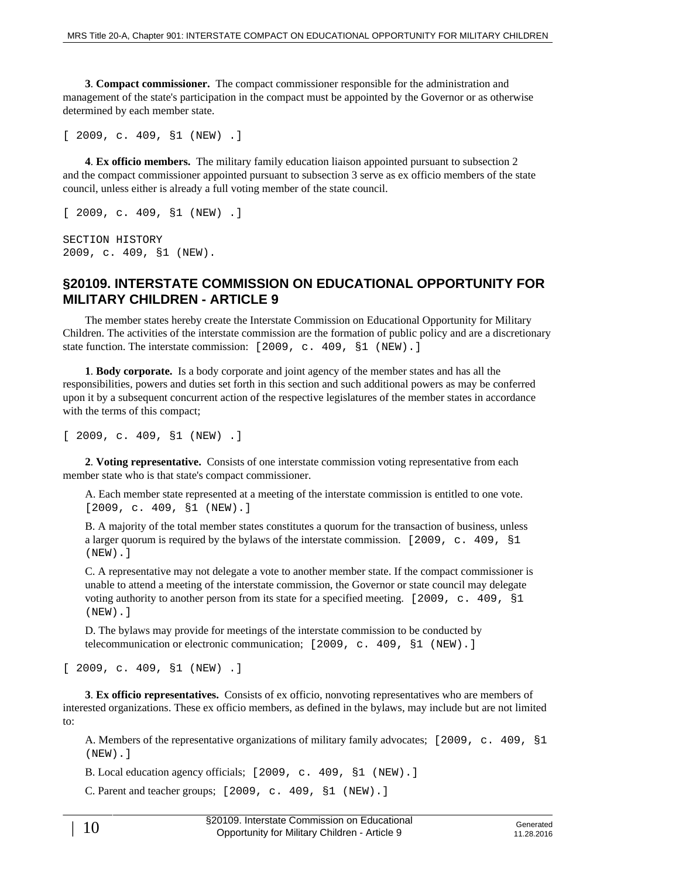**3**. **Compact commissioner.** The compact commissioner responsible for the administration and management of the state's participation in the compact must be appointed by the Governor or as otherwise determined by each member state.

[ 2009, c. 409, §1 (NEW) .]

**4**. **Ex officio members.** The military family education liaison appointed pursuant to subsection 2 and the compact commissioner appointed pursuant to subsection 3 serve as ex officio members of the state council, unless either is already a full voting member of the state council.

[ 2009, c. 409, §1 (NEW) .]

SECTION HISTORY
2009, c. 409, §1 (NEW).

## §20109. INTERSTATE COMMISSION ON EDUCATIONAL OPPORTUNITY FOR MILITARY CHILDREN - ARTICLE 9

The member states hereby create the Interstate Commission on Educational Opportunity for Military Children. The activities of the interstate commission are the formation of public policy and are a discretionary state function. The interstate commission: [2009, c. 409, §1 (NEW).]

**1**. **Body corporate.** Is a body corporate and joint agency of the member states and has all the responsibilities, powers and duties set forth in this section and such additional powers as may be conferred upon it by a subsequent concurrent action of the respective legislatures of the member states in accordance with the terms of this compact;

[ 2009, c. 409, §1 (NEW) .]

**2**. **Voting representative.** Consists of one interstate commission voting representative from each member state who is that state's compact commissioner.

A. Each member state represented at a meeting of the interstate commission is entitled to one vote. [2009, c. 409, §1 (NEW).]

B. A majority of the total member states constitutes a quorum for the transaction of business, unless a larger quorum is required by the bylaws of the interstate commission. [2009, c. 409, §1 (NEW).]

C. A representative may not delegate a vote to another member state. If the compact commissioner is unable to attend a meeting of the interstate commission, the Governor or state council may delegate voting authority to another person from its state for a specified meeting. [2009, c. 409, §1 (NEW).]

D. The bylaws may provide for meetings of the interstate commission to be conducted by telecommunication or electronic communication; [2009, c. 409, §1 (NEW).]

[ 2009, c. 409, §1 (NEW) .]

**3**. **Ex officio representatives.** Consists of ex officio, nonvoting representatives who are members of interested organizations. These ex officio members, as defined in the bylaws, may include but are not limited to:

A. Members of the representative organizations of military family advocates; [2009, c. 409, §1 (NEW).]

B. Local education agency officials; [2009, c. 409, §1 (NEW).]

C. Parent and teacher groups; [2009, c. 409, §1 (NEW).]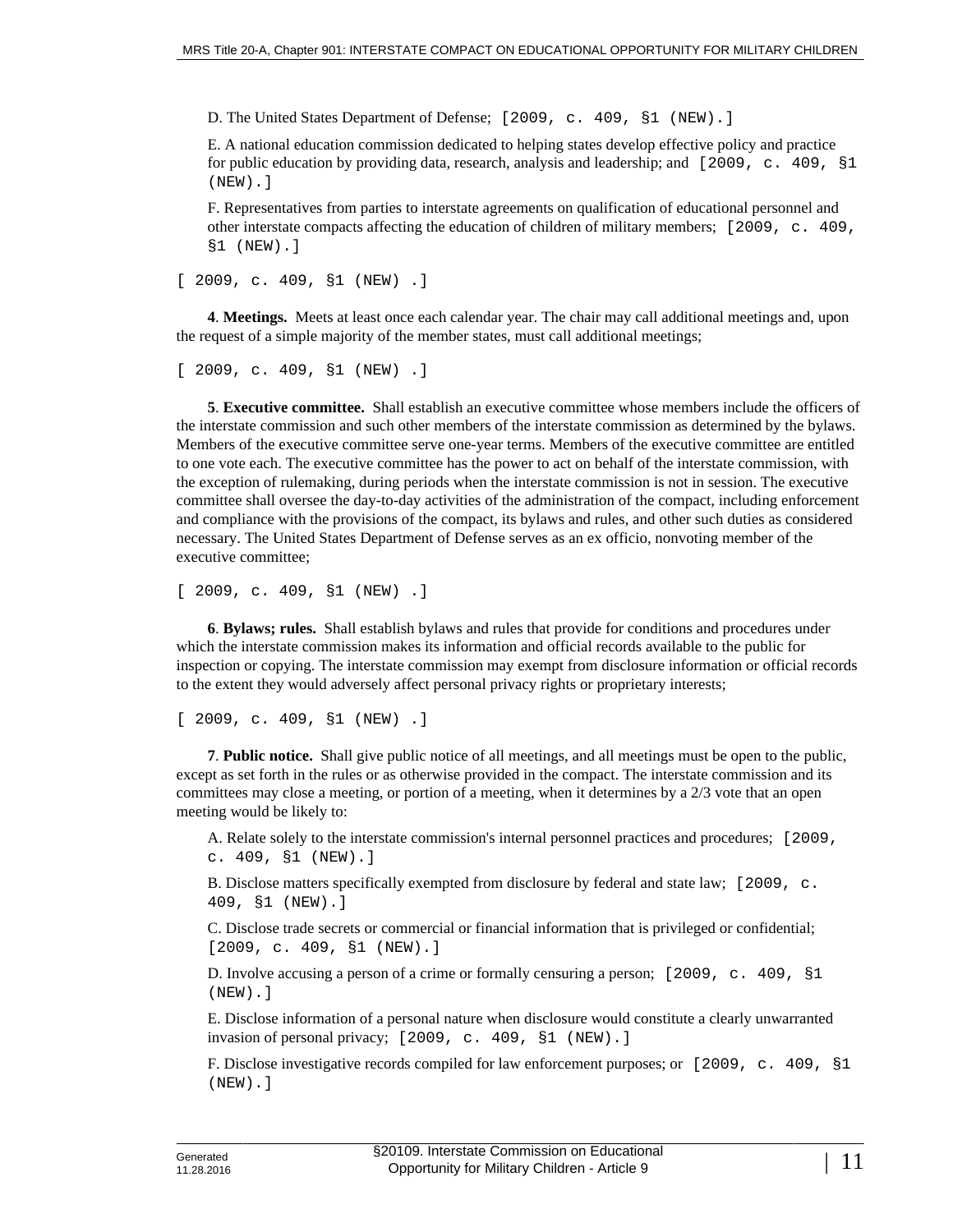D. The United States Department of Defense; [2009, c. 409, §1 (NEW).]

E. A national education commission dedicated to helping states develop effective policy and practice for public education by providing data, research, analysis and leadership; and [2009, c. 409, §1 (NEW).]

F. Representatives from parties to interstate agreements on qualification of educational personnel and other interstate compacts affecting the education of children of military members; [2009, c. 409, §1 (NEW).]

[ 2009, c. 409, §1 (NEW) .]

**4**. **Meetings.** Meets at least once each calendar year. The chair may call additional meetings and, upon the request of a simple majority of the member states, must call additional meetings;

[ 2009, c. 409, §1 (NEW) .]

**5**. **Executive committee.** Shall establish an executive committee whose members include the officers of the interstate commission and such other members of the interstate commission as determined by the bylaws. Members of the executive committee serve one-year terms. Members of the executive committee are entitled to one vote each. The executive committee has the power to act on behalf of the interstate commission, with the exception of rulemaking, during periods when the interstate commission is not in session. The executive committee shall oversee the day-to-day activities of the administration of the compact, including enforcement and compliance with the provisions of the compact, its bylaws and rules, and other such duties as considered necessary. The United States Department of Defense serves as an ex officio, nonvoting member of the executive committee;

[ 2009, c. 409, §1 (NEW) .]

**6**. **Bylaws; rules.** Shall establish bylaws and rules that provide for conditions and procedures under which the interstate commission makes its information and official records available to the public for inspection or copying. The interstate commission may exempt from disclosure information or official records to the extent they would adversely affect personal privacy rights or proprietary interests;

[ 2009, c. 409, §1 (NEW) .]

**7**. **Public notice.** Shall give public notice of all meetings, and all meetings must be open to the public, except as set forth in the rules or as otherwise provided in the compact. The interstate commission and its committees may close a meeting, or portion of a meeting, when it determines by a 2/3 vote that an open meeting would be likely to:

A. Relate solely to the interstate commission's internal personnel practices and procedures; [2009, c. 409, §1 (NEW).]

B. Disclose matters specifically exempted from disclosure by federal and state law; [2009, c. 409, §1 (NEW).]

C. Disclose trade secrets or commercial or financial information that is privileged or confidential; [2009, c. 409, §1 (NEW).]

D. Involve accusing a person of a crime or formally censuring a person; [2009, c. 409, §1 (NEW).]

E. Disclose information of a personal nature when disclosure would constitute a clearly unwarranted invasion of personal privacy; [2009, c. 409, §1 (NEW).]

F. Disclose investigative records compiled for law enforcement purposes; or [2009, c. 409, §1 (NEW).]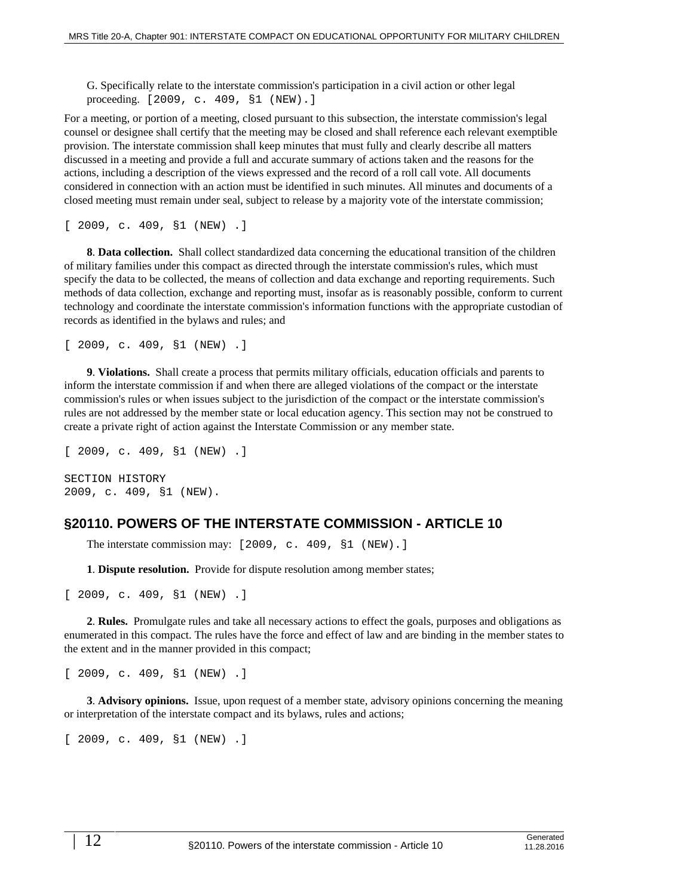G. Specifically relate to the interstate commission's participation in a civil action or other legal proceeding. [2009, c. 409, §1 (NEW).]

For a meeting, or portion of a meeting, closed pursuant to this subsection, the interstate commission's legal counsel or designee shall certify that the meeting may be closed and shall reference each relevant exemptible provision. The interstate commission shall keep minutes that must fully and clearly describe all matters discussed in a meeting and provide a full and accurate summary of actions taken and the reasons for the actions, including a description of the views expressed and the record of a roll call vote. All documents considered in connection with an action must be identified in such minutes. All minutes and documents of a closed meeting must remain under seal, subject to release by a majority vote of the interstate commission;

[ 2009, c. 409, §1 (NEW) .]

**8**. **Data collection.** Shall collect standardized data concerning the educational transition of the children of military families under this compact as directed through the interstate commission's rules, which must specify the data to be collected, the means of collection and data exchange and reporting requirements. Such methods of data collection, exchange and reporting must, insofar as is reasonably possible, conform to current technology and coordinate the interstate commission's information functions with the appropriate custodian of records as identified in the bylaws and rules; and

[ 2009, c. 409, §1 (NEW) .]

**9**. **Violations.** Shall create a process that permits military officials, education officials and parents to inform the interstate commission if and when there are alleged violations of the compact or the interstate commission's rules or when issues subject to the jurisdiction of the compact or the interstate commission's rules are not addressed by the member state or local education agency. This section may not be construed to create a private right of action against the Interstate Commission or any member state.

[ 2009, c. 409, §1 (NEW) .]

SECTION HISTORY
2009, c. 409, §1 (NEW).

## §20110. POWERS OF THE INTERSTATE COMMISSION - ARTICLE 10

The interstate commission may: [2009, c. 409, §1 (NEW).]

**1**. **Dispute resolution.** Provide for dispute resolution among member states;

[ 2009, c. 409, §1 (NEW) .]

**2**. **Rules.** Promulgate rules and take all necessary actions to effect the goals, purposes and obligations as enumerated in this compact. The rules have the force and effect of law and are binding in the member states to the extent and in the manner provided in this compact;

[ 2009, c. 409, §1 (NEW) .]

**3**. **Advisory opinions.** Issue, upon request of a member state, advisory opinions concerning the meaning or interpretation of the interstate compact and its bylaws, rules and actions;

[ 2009, c. 409, §1 (NEW) .]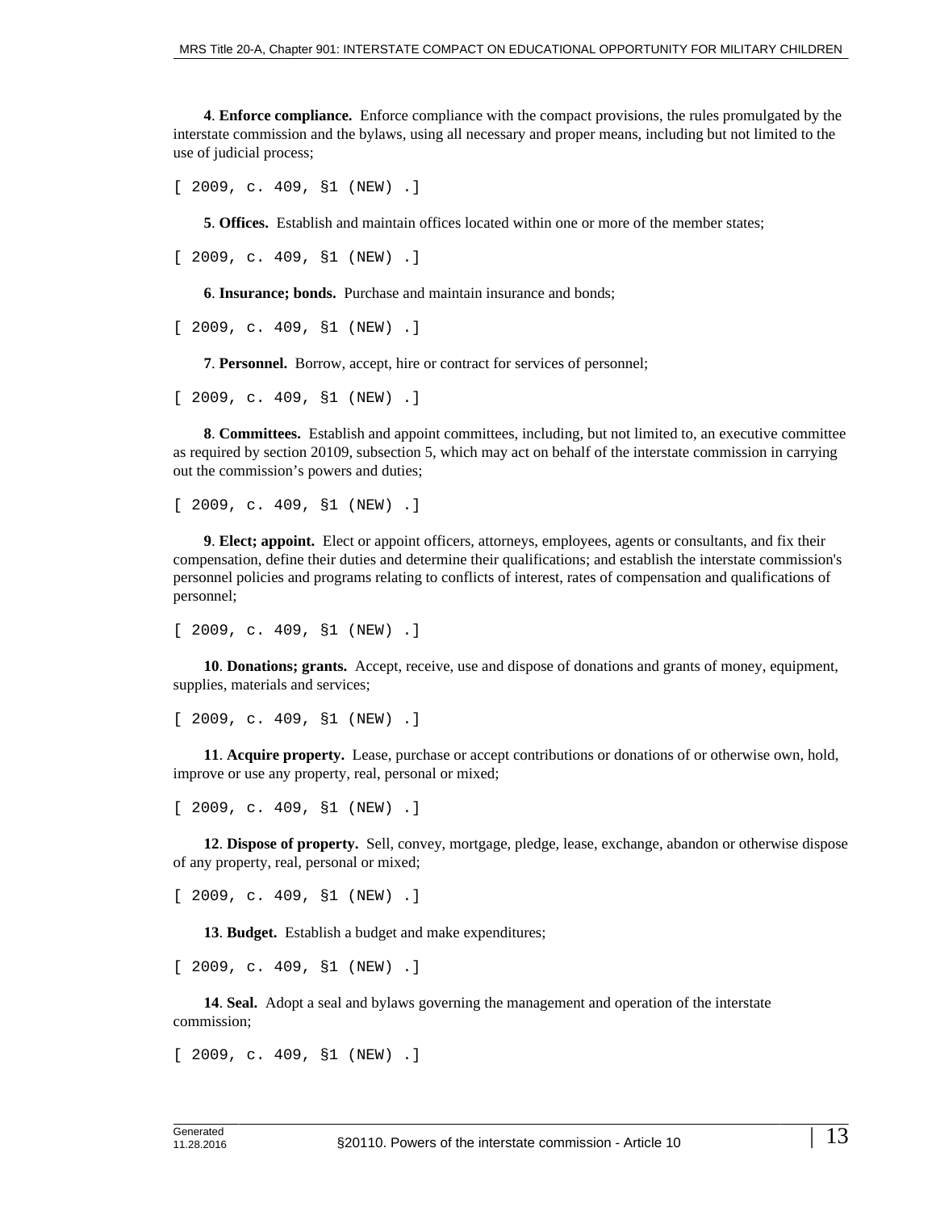**4**. **Enforce compliance.** Enforce compliance with the compact provisions, the rules promulgated by the interstate commission and the bylaws, using all necessary and proper means, including but not limited to the use of judicial process;

[ 2009, c. 409, §1 (NEW) .]

**5**. **Offices.** Establish and maintain offices located within one or more of the member states;

[ 2009, c. 409, §1 (NEW) .]

**6**. **Insurance; bonds.** Purchase and maintain insurance and bonds;

[ 2009, c. 409, §1 (NEW) .]

**7**. **Personnel.** Borrow, accept, hire or contract for services of personnel;

[ 2009, c. 409, §1 (NEW) .]

**8**. **Committees.** Establish and appoint committees, including, but not limited to, an executive committee as required by section 20109, subsection 5, which may act on behalf of the interstate commission in carrying out the commission's powers and duties;

[ 2009, c. 409, §1 (NEW) .]

**9**. **Elect; appoint.** Elect or appoint officers, attorneys, employees, agents or consultants, and fix their compensation, define their duties and determine their qualifications; and establish the interstate commission's personnel policies and programs relating to conflicts of interest, rates of compensation and qualifications of personnel;

[ 2009, c. 409, §1 (NEW) .]

**10**. **Donations; grants.** Accept, receive, use and dispose of donations and grants of money, equipment, supplies, materials and services;

[ 2009, c. 409, §1 (NEW) .]

**11**. **Acquire property.** Lease, purchase or accept contributions or donations of or otherwise own, hold, improve or use any property, real, personal or mixed;

[ 2009, c. 409, §1 (NEW) .]

**12**. **Dispose of property.** Sell, convey, mortgage, pledge, lease, exchange, abandon or otherwise dispose of any property, real, personal or mixed;

[ 2009, c. 409, §1 (NEW) .]

**13**. **Budget.** Establish a budget and make expenditures;

[ 2009, c. 409, §1 (NEW) .]

**14**. **Seal.** Adopt a seal and bylaws governing the management and operation of the interstate commission;

[ 2009, c. 409, §1 (NEW) .]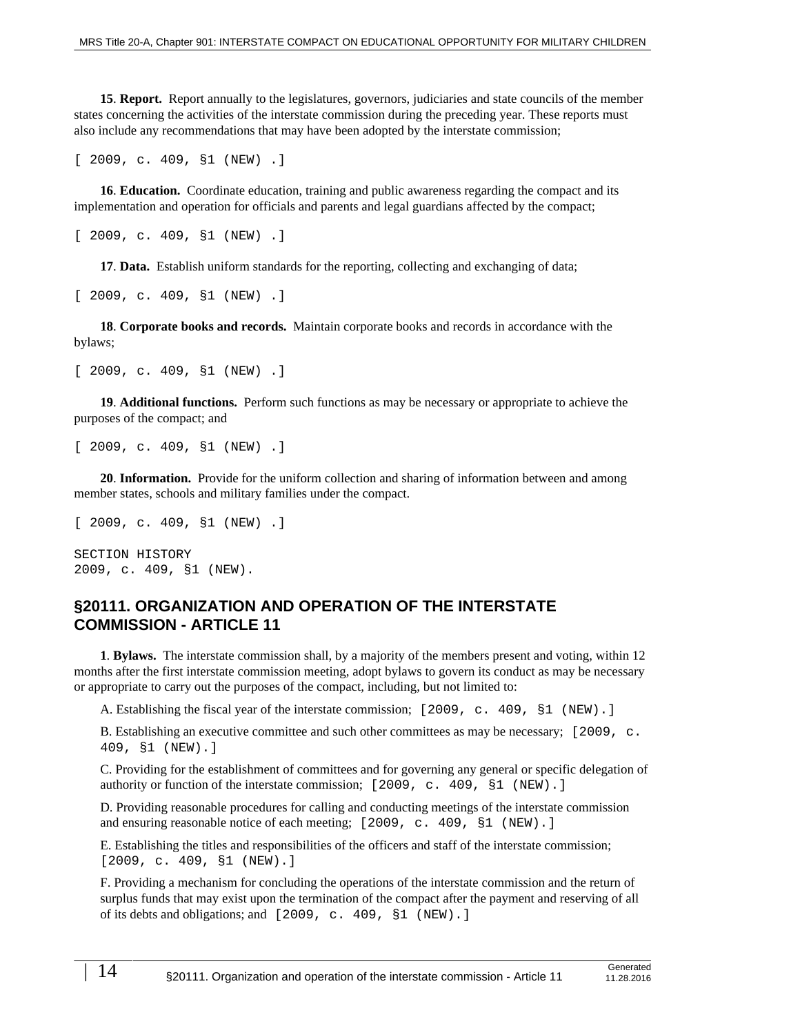**15**. **Report.** Report annually to the legislatures, governors, judiciaries and state councils of the member states concerning the activities of the interstate commission during the preceding year. These reports must also include any recommendations that may have been adopted by the interstate commission;

[ 2009, c. 409, §1 (NEW) .]

**16**. **Education.** Coordinate education, training and public awareness regarding the compact and its implementation and operation for officials and parents and legal guardians affected by the compact;

[ 2009, c. 409, §1 (NEW) .]

**17**. **Data.** Establish uniform standards for the reporting, collecting and exchanging of data;

[ 2009, c. 409, §1 (NEW) .]

**18**. **Corporate books and records.** Maintain corporate books and records in accordance with the bylaws;

[ 2009, c. 409, §1 (NEW) .]

**19**. **Additional functions.** Perform such functions as may be necessary or appropriate to achieve the purposes of the compact; and

[ 2009, c. 409, §1 (NEW) .]

**20**. **Information.** Provide for the uniform collection and sharing of information between and among member states, schools and military families under the compact.

[ 2009, c. 409, §1 (NEW) .]

SECTION HISTORY
2009, c. 409, §1 (NEW).

## §20111. ORGANIZATION AND OPERATION OF THE INTERSTATE COMMISSION - ARTICLE 11

**1**. **Bylaws.** The interstate commission shall, by a majority of the members present and voting, within 12 months after the first interstate commission meeting, adopt bylaws to govern its conduct as may be necessary or appropriate to carry out the purposes of the compact, including, but not limited to:

A. Establishing the fiscal year of the interstate commission; [2009, c. 409, §1 (NEW).]

B. Establishing an executive committee and such other committees as may be necessary; [2009, c. 409, §1 (NEW).]

C. Providing for the establishment of committees and for governing any general or specific delegation of authority or function of the interstate commission; [2009, c. 409, §1 (NEW).]

D. Providing reasonable procedures for calling and conducting meetings of the interstate commission and ensuring reasonable notice of each meeting; [2009, c. 409, §1 (NEW).]

E. Establishing the titles and responsibilities of the officers and staff of the interstate commission; [2009, c. 409, §1 (NEW).]

F. Providing a mechanism for concluding the operations of the interstate commission and the return of surplus funds that may exist upon the termination of the compact after the payment and reserving of all of its debts and obligations; and [2009, c. 409, §1 (NEW).]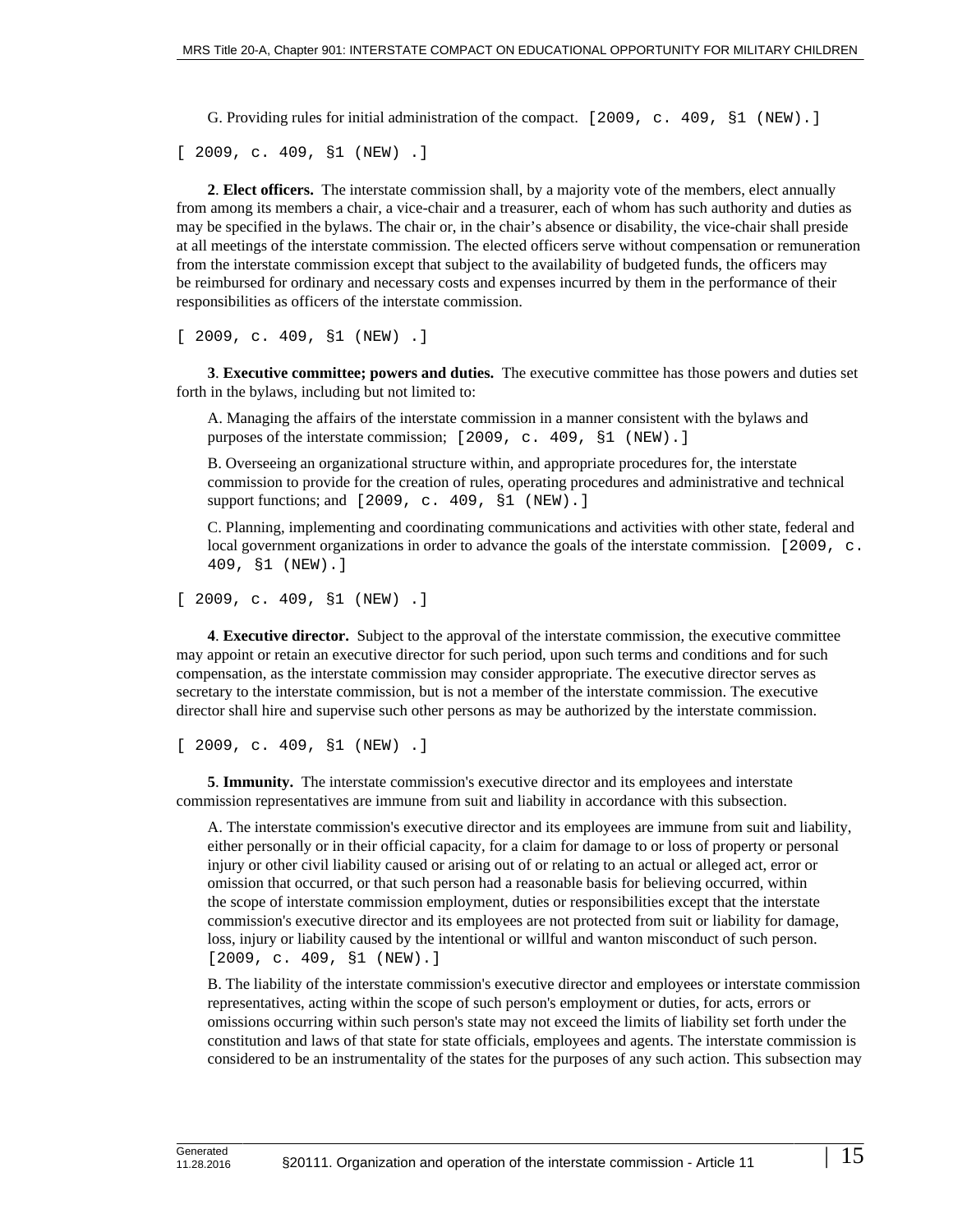G. Providing rules for initial administration of the compact. [2009, c. 409, §1 (NEW).]

[ 2009, c. 409, §1 (NEW) .]

**2**. **Elect officers.** The interstate commission shall, by a majority vote of the members, elect annually from among its members a chair, a vice-chair and a treasurer, each of whom has such authority and duties as may be specified in the bylaws. The chair or, in the chair's absence or disability, the vice-chair shall preside at all meetings of the interstate commission. The elected officers serve without compensation or remuneration from the interstate commission except that subject to the availability of budgeted funds, the officers may be reimbursed for ordinary and necessary costs and expenses incurred by them in the performance of their responsibilities as officers of the interstate commission.

[ 2009, c. 409, §1 (NEW) .]

**3**. **Executive committee; powers and duties.** The executive committee has those powers and duties set forth in the bylaws, including but not limited to:

A. Managing the affairs of the interstate commission in a manner consistent with the bylaws and purposes of the interstate commission; [2009, c. 409, §1 (NEW).]

B. Overseeing an organizational structure within, and appropriate procedures for, the interstate commission to provide for the creation of rules, operating procedures and administrative and technical support functions; and [2009, c. 409, §1 (NEW).]

C. Planning, implementing and coordinating communications and activities with other state, federal and local government organizations in order to advance the goals of the interstate commission. [2009, c. 409, §1 (NEW).]

[ 2009, c. 409, §1 (NEW) .]

**4**. **Executive director.** Subject to the approval of the interstate commission, the executive committee may appoint or retain an executive director for such period, upon such terms and conditions and for such compensation, as the interstate commission may consider appropriate. The executive director serves as secretary to the interstate commission, but is not a member of the interstate commission. The executive director shall hire and supervise such other persons as may be authorized by the interstate commission.

[ 2009, c. 409, §1 (NEW) .]

**5**. **Immunity.** The interstate commission's executive director and its employees and interstate commission representatives are immune from suit and liability in accordance with this subsection.

A. The interstate commission's executive director and its employees are immune from suit and liability, either personally or in their official capacity, for a claim for damage to or loss of property or personal injury or other civil liability caused or arising out of or relating to an actual or alleged act, error or omission that occurred, or that such person had a reasonable basis for believing occurred, within the scope of interstate commission employment, duties or responsibilities except that the interstate commission's executive director and its employees are not protected from suit or liability for damage, loss, injury or liability caused by the intentional or willful and wanton misconduct of such person. [2009, c. 409, §1 (NEW).]

B. The liability of the interstate commission's executive director and employees or interstate commission representatives, acting within the scope of such person's employment or duties, for acts, errors or omissions occurring within such person's state may not exceed the limits of liability set forth under the constitution and laws of that state for state officials, employees and agents. The interstate commission is considered to be an instrumentality of the states for the purposes of any such action. This subsection may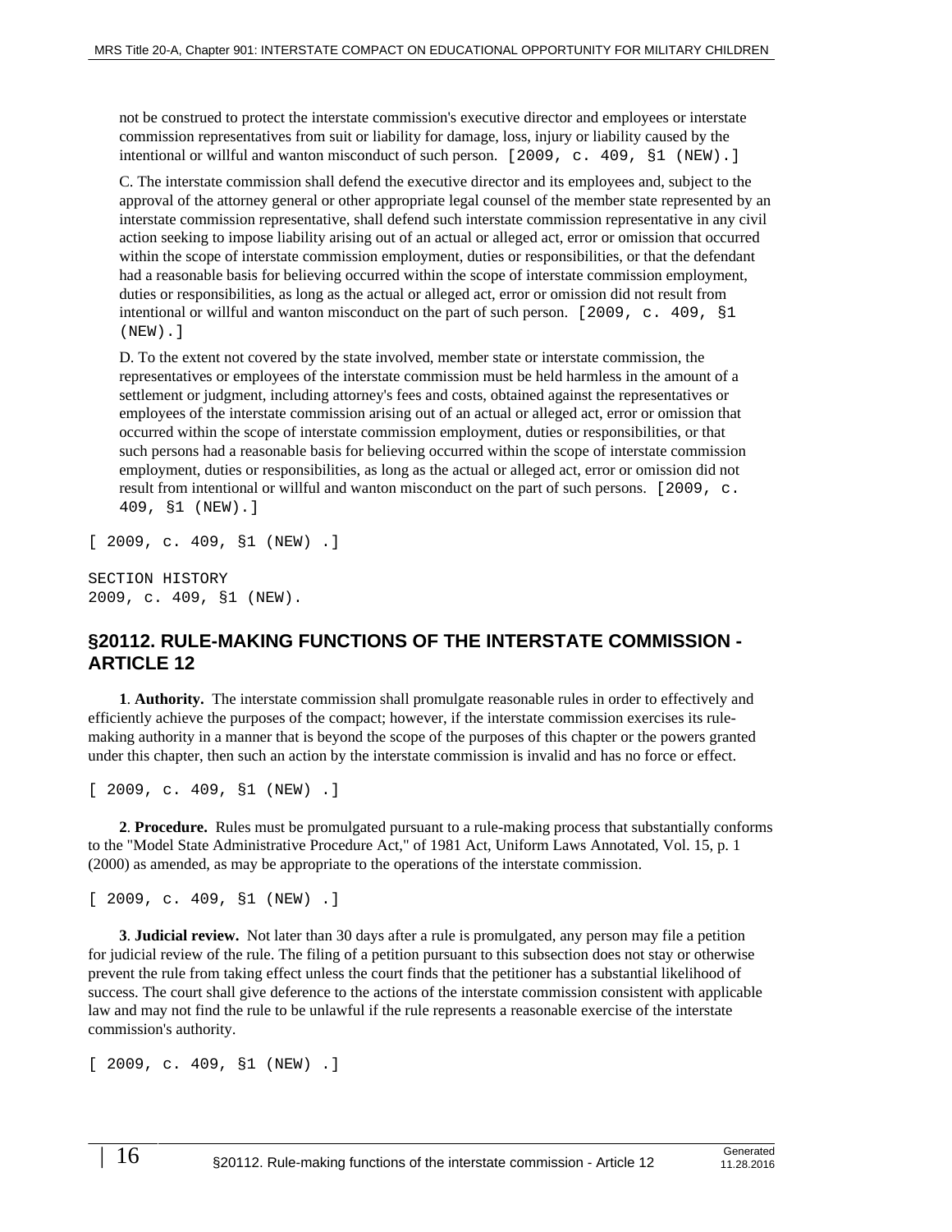not be construed to protect the interstate commission's executive director and employees or interstate commission representatives from suit or liability for damage, loss, injury or liability caused by the intentional or willful and wanton misconduct of such person. [2009, c. 409, §1 (NEW).]

C. The interstate commission shall defend the executive director and its employees and, subject to the approval of the attorney general or other appropriate legal counsel of the member state represented by an interstate commission representative, shall defend such interstate commission representative in any civil action seeking to impose liability arising out of an actual or alleged act, error or omission that occurred within the scope of interstate commission employment, duties or responsibilities, or that the defendant had a reasonable basis for believing occurred within the scope of interstate commission employment, duties or responsibilities, as long as the actual or alleged act, error or omission did not result from intentional or willful and wanton misconduct on the part of such person. [2009, c. 409, §1 (NEW).]

D. To the extent not covered by the state involved, member state or interstate commission, the representatives or employees of the interstate commission must be held harmless in the amount of a settlement or judgment, including attorney's fees and costs, obtained against the representatives or employees of the interstate commission arising out of an actual or alleged act, error or omission that occurred within the scope of interstate commission employment, duties or responsibilities, or that such persons had a reasonable basis for believing occurred within the scope of interstate commission employment, duties or responsibilities, as long as the actual or alleged act, error or omission did not result from intentional or willful and wanton misconduct on the part of such persons. [2009, c. 409, §1 (NEW).]

[ 2009, c. 409, §1 (NEW) .]

SECTION HISTORY
2009, c. 409, §1 (NEW).

## §20112. RULE-MAKING FUNCTIONS OF THE INTERSTATE COMMISSION - ARTICLE 12

**1**. **Authority.** The interstate commission shall promulgate reasonable rules in order to effectively and efficiently achieve the purposes of the compact; however, if the interstate commission exercises its rule-making authority in a manner that is beyond the scope of the purposes of this chapter or the powers granted under this chapter, then such an action by the interstate commission is invalid and has no force or effect.

[ 2009, c. 409, §1 (NEW) .]

**2**. **Procedure.** Rules must be promulgated pursuant to a rule-making process that substantially conforms to the "Model State Administrative Procedure Act," of 1981 Act, Uniform Laws Annotated, Vol. 15, p. 1 (2000) as amended, as may be appropriate to the operations of the interstate commission.

[ 2009, c. 409, §1 (NEW) .]

**3**. **Judicial review.** Not later than 30 days after a rule is promulgated, any person may file a petition for judicial review of the rule. The filing of a petition pursuant to this subsection does not stay or otherwise prevent the rule from taking effect unless the court finds that the petitioner has a substantial likelihood of success. The court shall give deference to the actions of the interstate commission consistent with applicable law and may not find the rule to be unlawful if the rule represents a reasonable exercise of the interstate commission's authority.

[ 2009, c. 409, §1 (NEW) .]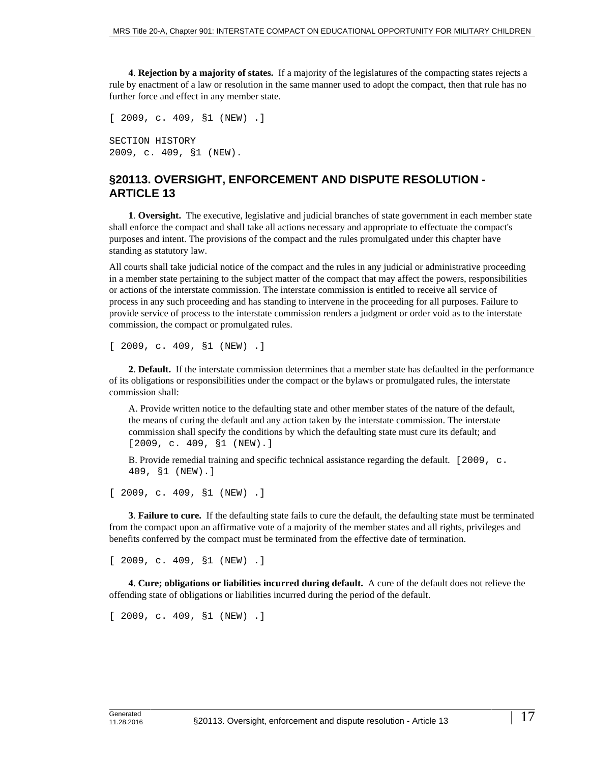**4**. **Rejection by a majority of states.** If a majority of the legislatures of the compacting states rejects a rule by enactment of a law or resolution in the same manner used to adopt the compact, then that rule has no further force and effect in any member state.

[ 2009, c. 409, §1 (NEW) .]

SECTION HISTORY
2009, c. 409, §1 (NEW).

## §20113. OVERSIGHT, ENFORCEMENT AND DISPUTE RESOLUTION - ARTICLE 13

**1**. **Oversight.** The executive, legislative and judicial branches of state government in each member state shall enforce the compact and shall take all actions necessary and appropriate to effectuate the compact's purposes and intent. The provisions of the compact and the rules promulgated under this chapter have standing as statutory law.

All courts shall take judicial notice of the compact and the rules in any judicial or administrative proceeding in a member state pertaining to the subject matter of the compact that may affect the powers, responsibilities or actions of the interstate commission. The interstate commission is entitled to receive all service of process in any such proceeding and has standing to intervene in the proceeding for all purposes. Failure to provide service of process to the interstate commission renders a judgment or order void as to the interstate commission, the compact or promulgated rules.

[ 2009, c. 409, §1 (NEW) .]

**2**. **Default.** If the interstate commission determines that a member state has defaulted in the performance of its obligations or responsibilities under the compact or the bylaws or promulgated rules, the interstate commission shall:

A. Provide written notice to the defaulting state and other member states of the nature of the default, the means of curing the default and any action taken by the interstate commission. The interstate commission shall specify the conditions by which the defaulting state must cure its default; and [2009, c. 409, §1 (NEW).]

B. Provide remedial training and specific technical assistance regarding the default. [2009, c. 409, §1 (NEW).]

[ 2009, c. 409, §1 (NEW) .]

**3**. **Failure to cure.** If the defaulting state fails to cure the default, the defaulting state must be terminated from the compact upon an affirmative vote of a majority of the member states and all rights, privileges and benefits conferred by the compact must be terminated from the effective date of termination.

[ 2009, c. 409, §1 (NEW) .]

**4**. **Cure; obligations or liabilities incurred during default.** A cure of the default does not relieve the offending state of obligations or liabilities incurred during the period of the default.

[ 2009, c. 409, §1 (NEW) .]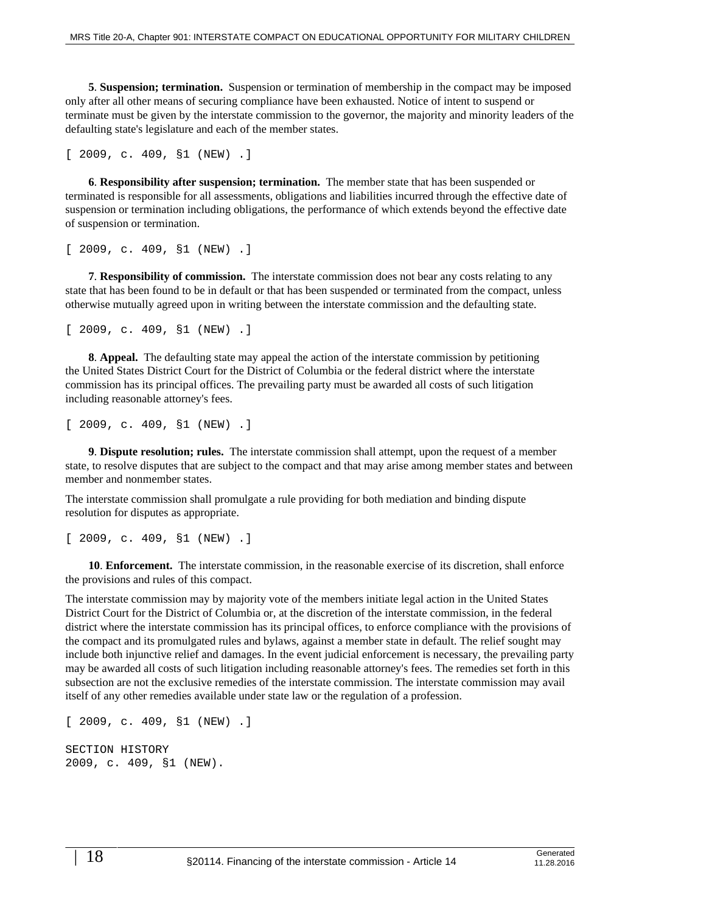**5**. **Suspension; termination.** Suspension or termination of membership in the compact may be imposed only after all other means of securing compliance have been exhausted. Notice of intent to suspend or terminate must be given by the interstate commission to the governor, the majority and minority leaders of the defaulting state's legislature and each of the member states.

[ 2009, c. 409, §1 (NEW) .]

**6**. **Responsibility after suspension; termination.** The member state that has been suspended or terminated is responsible for all assessments, obligations and liabilities incurred through the effective date of suspension or termination including obligations, the performance of which extends beyond the effective date of suspension or termination.

[ 2009, c. 409, §1 (NEW) .]

**7**. **Responsibility of commission.** The interstate commission does not bear any costs relating to any state that has been found to be in default or that has been suspended or terminated from the compact, unless otherwise mutually agreed upon in writing between the interstate commission and the defaulting state.

[ 2009, c. 409, §1 (NEW) .]

**8**. **Appeal.** The defaulting state may appeal the action of the interstate commission by petitioning the United States District Court for the District of Columbia or the federal district where the interstate commission has its principal offices. The prevailing party must be awarded all costs of such litigation including reasonable attorney's fees.

[ 2009, c. 409, §1 (NEW) .]

**9**. **Dispute resolution; rules.** The interstate commission shall attempt, upon the request of a member state, to resolve disputes that are subject to the compact and that may arise among member states and between member and nonmember states.

The interstate commission shall promulgate a rule providing for both mediation and binding dispute resolution for disputes as appropriate.

[ 2009, c. 409, §1 (NEW) .]

**10**. **Enforcement.** The interstate commission, in the reasonable exercise of its discretion, shall enforce the provisions and rules of this compact.

The interstate commission may by majority vote of the members initiate legal action in the United States District Court for the District of Columbia or, at the discretion of the interstate commission, in the federal district where the interstate commission has its principal offices, to enforce compliance with the provisions of the compact and its promulgated rules and bylaws, against a member state in default. The relief sought may include both injunctive relief and damages. In the event judicial enforcement is necessary, the prevailing party may be awarded all costs of such litigation including reasonable attorney's fees. The remedies set forth in this subsection are not the exclusive remedies of the interstate commission. The interstate commission may avail itself of any other remedies available under state law or the regulation of a profession.

[ 2009, c. 409, §1 (NEW) .]

SECTION HISTORY
2009, c. 409, §1 (NEW).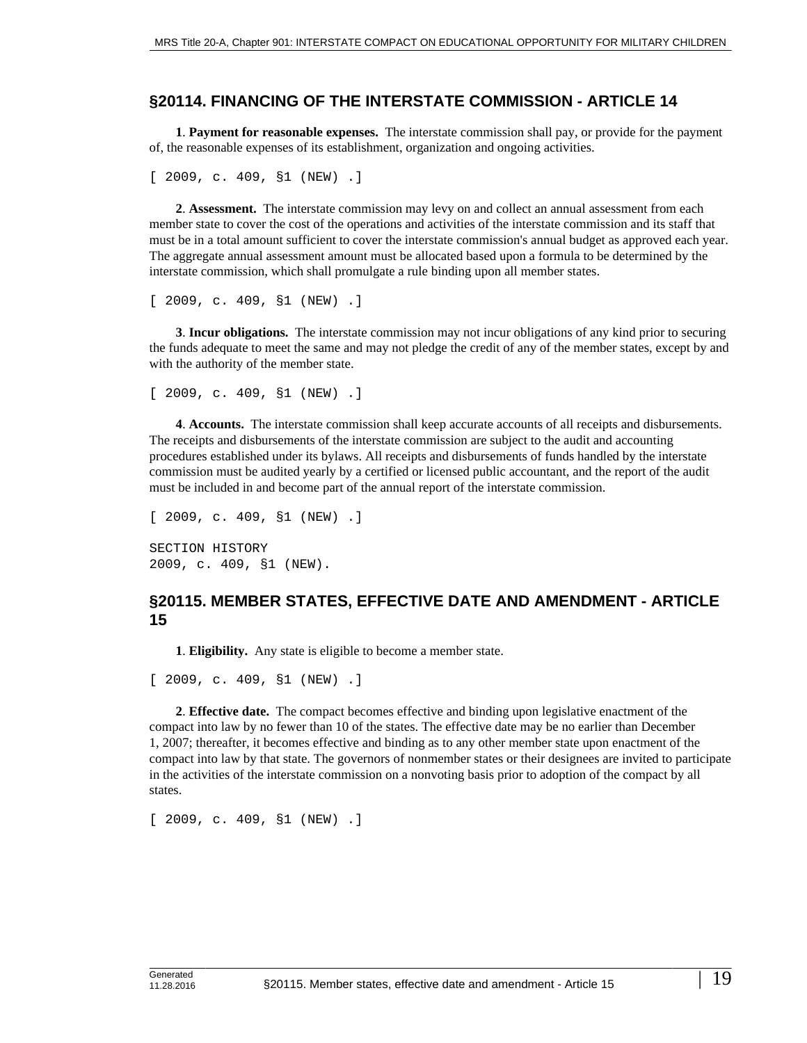## §20114. FINANCING OF THE INTERSTATE COMMISSION - ARTICLE 14

**1**. **Payment for reasonable expenses.** The interstate commission shall pay, or provide for the payment of, the reasonable expenses of its establishment, organization and ongoing activities.

[ 2009, c. 409, §1 (NEW) .]

**2**. **Assessment.** The interstate commission may levy on and collect an annual assessment from each member state to cover the cost of the operations and activities of the interstate commission and its staff that must be in a total amount sufficient to cover the interstate commission's annual budget as approved each year. The aggregate annual assessment amount must be allocated based upon a formula to be determined by the interstate commission, which shall promulgate a rule binding upon all member states.

[ 2009, c. 409, §1 (NEW) .]

**3**. **Incur obligations.** The interstate commission may not incur obligations of any kind prior to securing the funds adequate to meet the same and may not pledge the credit of any of the member states, except by and with the authority of the member state.

[ 2009, c. 409, §1 (NEW) .]

**4**. **Accounts.** The interstate commission shall keep accurate accounts of all receipts and disbursements. The receipts and disbursements of the interstate commission are subject to the audit and accounting procedures established under its bylaws. All receipts and disbursements of funds handled by the interstate commission must be audited yearly by a certified or licensed public accountant, and the report of the audit must be included in and become part of the annual report of the interstate commission.

[ 2009, c. 409, §1 (NEW) .]

SECTION HISTORY
2009, c. 409, §1 (NEW).

## §20115. MEMBER STATES, EFFECTIVE DATE AND AMENDMENT - ARTICLE 15

**1**. **Eligibility.** Any state is eligible to become a member state.

[ 2009, c. 409, §1 (NEW) .]

**2**. **Effective date.** The compact becomes effective and binding upon legislative enactment of the compact into law by no fewer than 10 of the states. The effective date may be no earlier than December 1, 2007; thereafter, it becomes effective and binding as to any other member state upon enactment of the compact into law by that state. The governors of nonmember states or their designees are invited to participate in the activities of the interstate commission on a nonvoting basis prior to adoption of the compact by all states.

[ 2009, c. 409, §1 (NEW) .]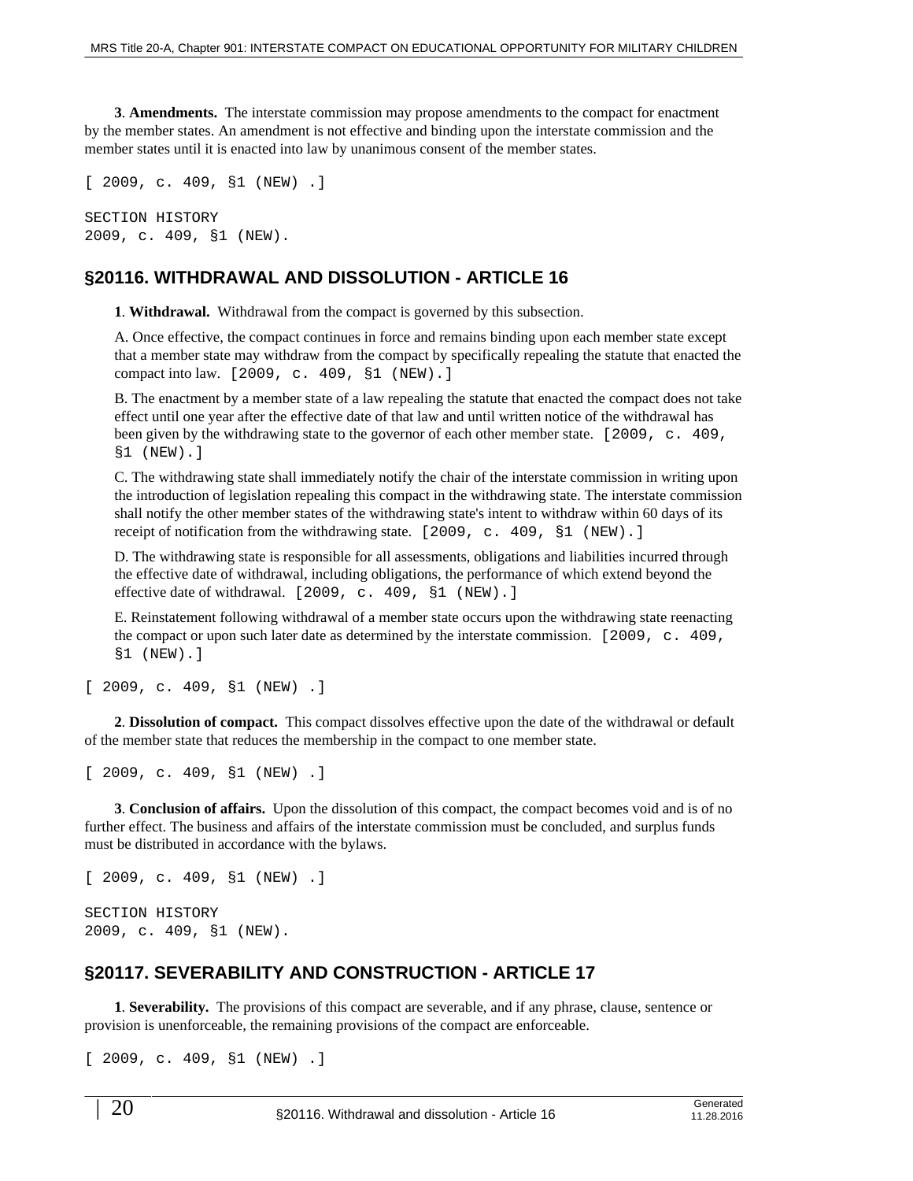**3**. **Amendments.** The interstate commission may propose amendments to the compact for enactment by the member states. An amendment is not effective and binding upon the interstate commission and the member states until it is enacted into law by unanimous consent of the member states.

[ 2009, c. 409, §1 (NEW) .]

SECTION HISTORY
2009, c. 409, §1 (NEW).

## §20116. WITHDRAWAL AND DISSOLUTION - ARTICLE 16

**1**. **Withdrawal.** Withdrawal from the compact is governed by this subsection.

A. Once effective, the compact continues in force and remains binding upon each member state except that a member state may withdraw from the compact by specifically repealing the statute that enacted the compact into law. [2009, c. 409, §1 (NEW).]

B. The enactment by a member state of a law repealing the statute that enacted the compact does not take effect until one year after the effective date of that law and until written notice of the withdrawal has been given by the withdrawing state to the governor of each other member state. [2009, c. 409, §1 (NEW).]

C. The withdrawing state shall immediately notify the chair of the interstate commission in writing upon the introduction of legislation repealing this compact in the withdrawing state. The interstate commission shall notify the other member states of the withdrawing state's intent to withdraw within 60 days of its receipt of notification from the withdrawing state. [2009, c. 409, §1 (NEW).]

D. The withdrawing state is responsible for all assessments, obligations and liabilities incurred through the effective date of withdrawal, including obligations, the performance of which extend beyond the effective date of withdrawal. [2009, c. 409, §1 (NEW).]

E. Reinstatement following withdrawal of a member state occurs upon the withdrawing state reenacting the compact or upon such later date as determined by the interstate commission. [2009, c. 409, §1 (NEW).]

[ 2009, c. 409, §1 (NEW) .]

**2**. **Dissolution of compact.** This compact dissolves effective upon the date of the withdrawal or default of the member state that reduces the membership in the compact to one member state.

[ 2009, c. 409, §1 (NEW) .]

**3**. **Conclusion of affairs.** Upon the dissolution of this compact, the compact becomes void and is of no further effect. The business and affairs of the interstate commission must be concluded, and surplus funds must be distributed in accordance with the bylaws.

[ 2009, c. 409, §1 (NEW) .]

SECTION HISTORY
2009, c. 409, §1 (NEW).

## §20117. SEVERABILITY AND CONSTRUCTION - ARTICLE 17

**1**. **Severability.** The provisions of this compact are severable, and if any phrase, clause, sentence or provision is unenforceable, the remaining provisions of the compact are enforceable.

[ 2009, c. 409, §1 (NEW) .]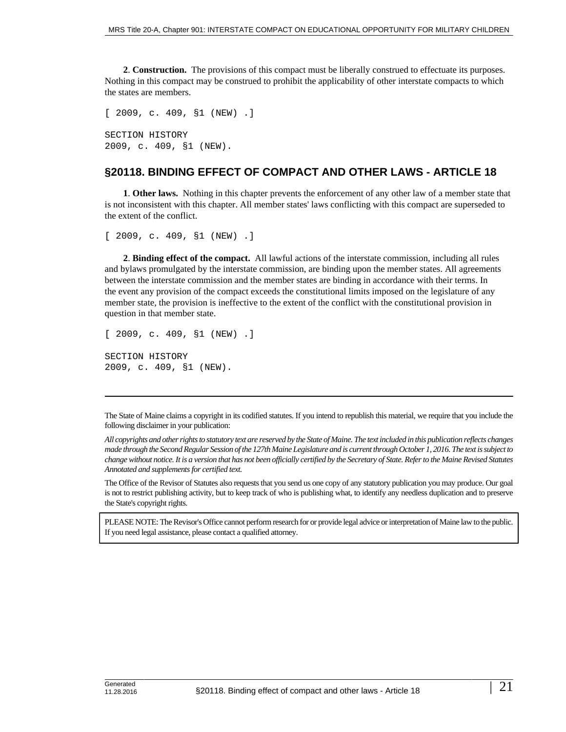**2**. **Construction.** The provisions of this compact must be liberally construed to effectuate its purposes. Nothing in this compact may be construed to prohibit the applicability of other interstate compacts to which the states are members.

[ 2009, c. 409, §1 (NEW) .]

SECTION HISTORY
2009, c. 409, §1 (NEW).

## §20118. BINDING EFFECT OF COMPACT AND OTHER LAWS - ARTICLE 18

**1**. **Other laws.** Nothing in this chapter prevents the enforcement of any other law of a member state that is not inconsistent with this chapter. All member states' laws conflicting with this compact are superseded to the extent of the conflict.

[ 2009, c. 409, §1 (NEW) .]

**2**. **Binding effect of the compact.** All lawful actions of the interstate commission, including all rules and bylaws promulgated by the interstate commission, are binding upon the member states. All agreements between the interstate commission and the member states are binding in accordance with their terms. In the event any provision of the compact exceeds the constitutional limits imposed on the legislature of any member state, the provision is ineffective to the extent of the conflict with the constitutional provision in question in that member state.

[ 2009, c. 409, §1 (NEW) .]

SECTION HISTORY
2009, c. 409, §1 (NEW).

---

The State of Maine claims a copyright in its codified statutes. If you intend to republish this material, we require that you include the following disclaimer in your publication:

*All copyrights and other rights to statutory text are reserved by the State of Maine. The text included in this publication reflects changes made through the Second Regular Session of the 127th Maine Legislature and is current through October 1, 2016. The text is subject to change without notice. It is a version that has not been officially certified by the Secretary of State. Refer to the Maine Revised Statutes Annotated and supplements for certified text.*

The Office of the Revisor of Statutes also requests that you send us one copy of any statutory publication you may produce. Our goal is not to restrict publishing activity, but to keep track of who is publishing what, to identify any needless duplication and to preserve the State's copyright rights.

PLEASE NOTE: The Revisor's Office cannot perform research for or provide legal advice or interpretation of Maine law to the public. If you need legal assistance, please contact a qualified attorney.